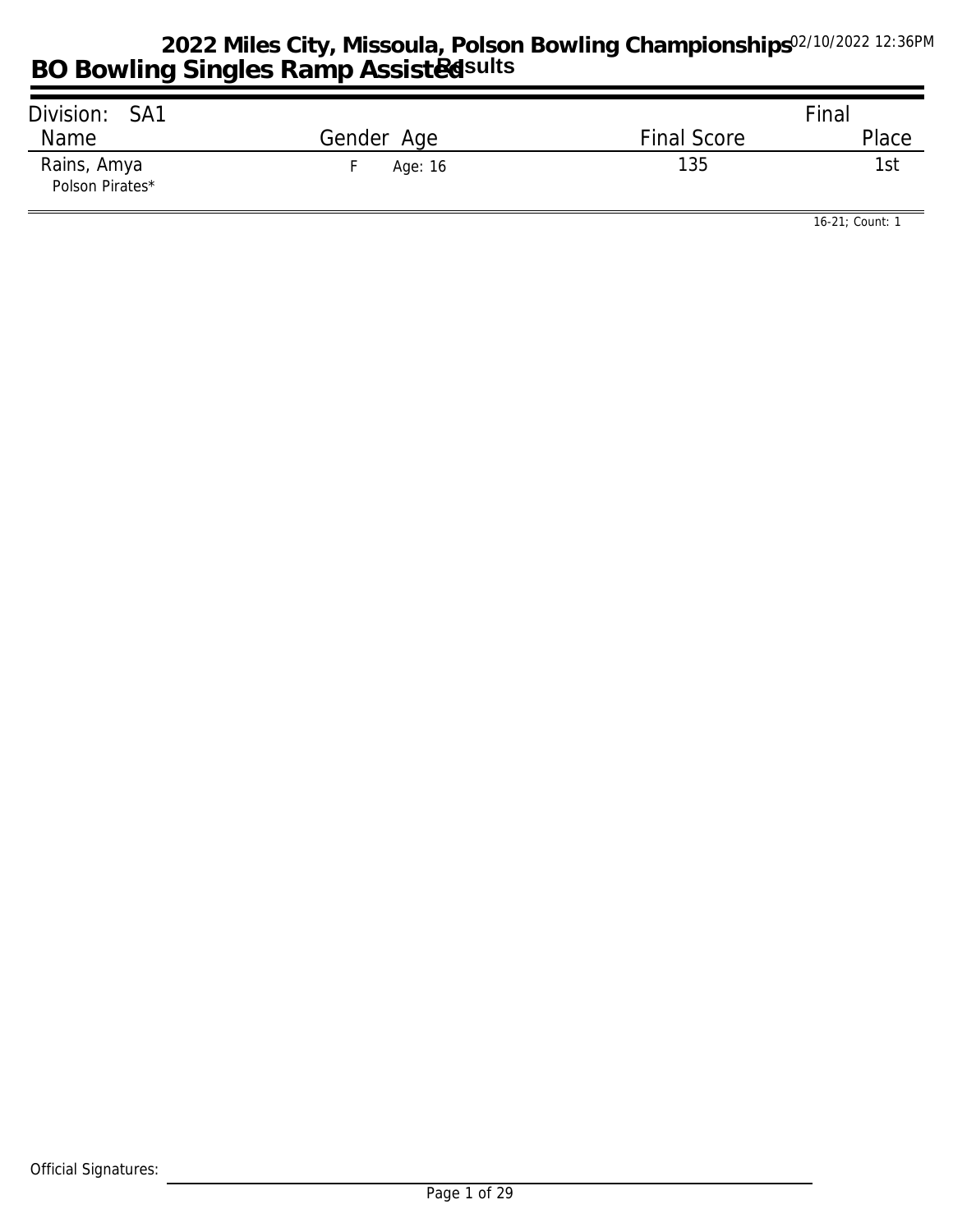# 2022 Miles City, Missoula, Polson Bowling Championships

## BO Bowling Singles Ramp Assisted Results

02/10/2022 12:36PM

| Division: SA1 | | | Final |
|---|---|---|---|
| Name | Gender Age | Final Score | Place |
| Rains, Amya<br>Polson Pirates* | F Age: 16 | 135 | 1st |

16-21; Count: 1

Official Signatures: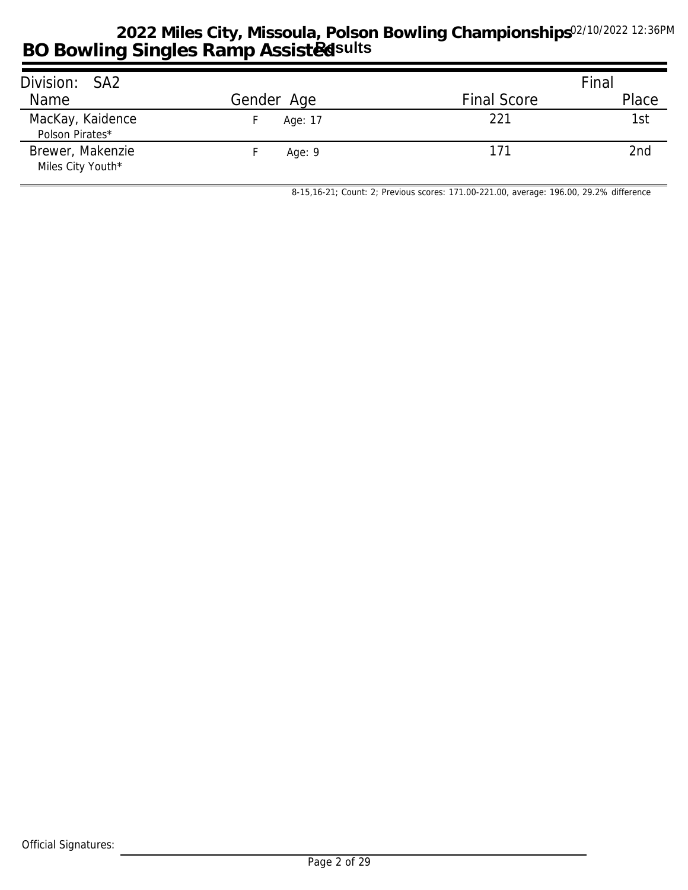# 2022 Miles City, Missoula, Polson Bowling Championships

## BO Bowling Singles Ramp Assisted Results

02/10/2022 12:36PM

**Division: SA2**

| Name | Gender | Age | Final Score | Final Place |
|---|---|---|---|---|
| MacKay, Kaidence<br>Polson Pirates* | F | Age: 17 | 221 | 1st |
| Brewer, Makenzie<br>Miles City Youth* | F | Age: 9 | 171 | 2nd |

8-15,16-21; Count: 2; Previous scores: 171.00-221.00, average: 196.00, 29.2% difference

Official Signatures: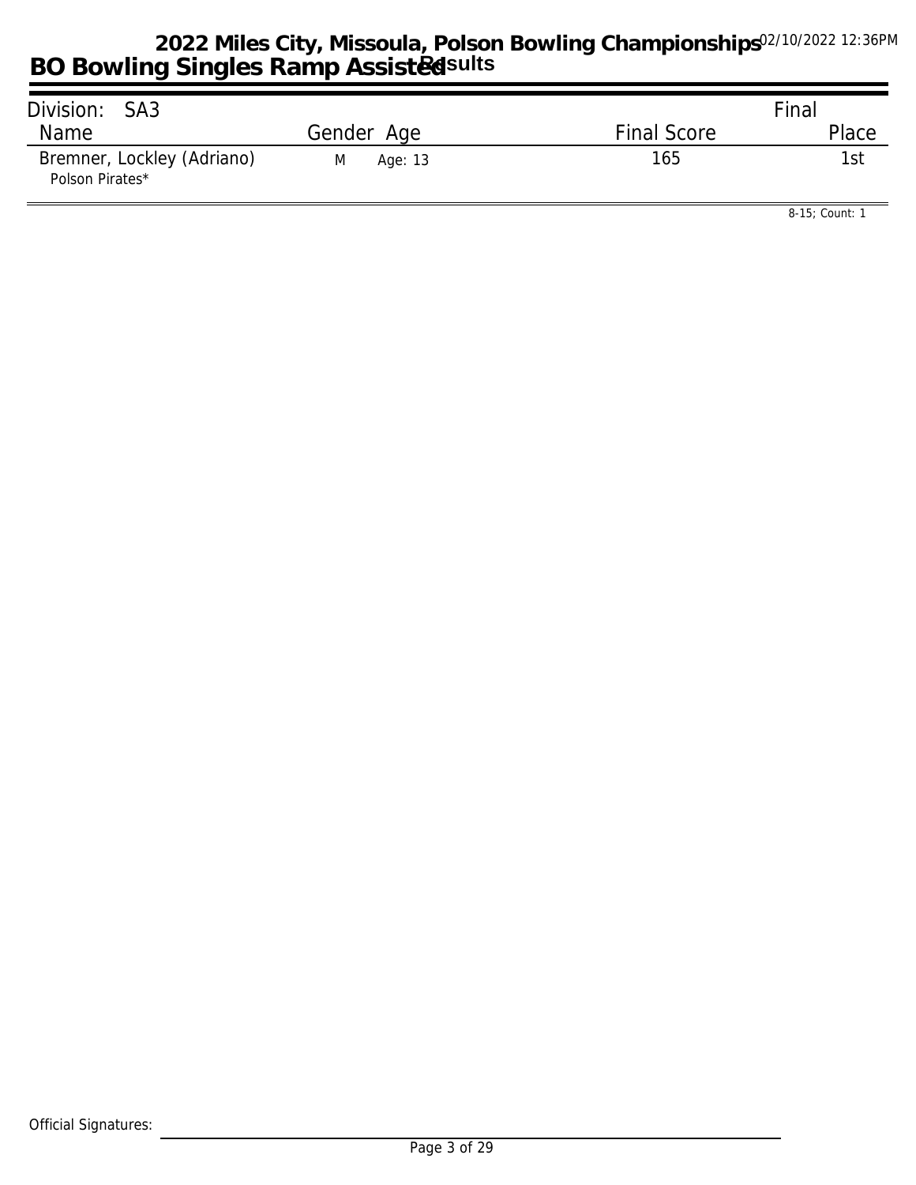# 2022 Miles City, Missoula, Polson Bowling Championships

## BO Bowling Singles Ramp Assisted Results

02/10/2022 12:36PM

**Division: SA3**

| Name | Gender | Age | Final Score | Final Place |
|---|---|---|---|---|
| Bremner, Lockley (Adriano) Polson Pirates* | M | Age: 13 | 165 | 1st |

8-15; Count: 1

Official Signatures: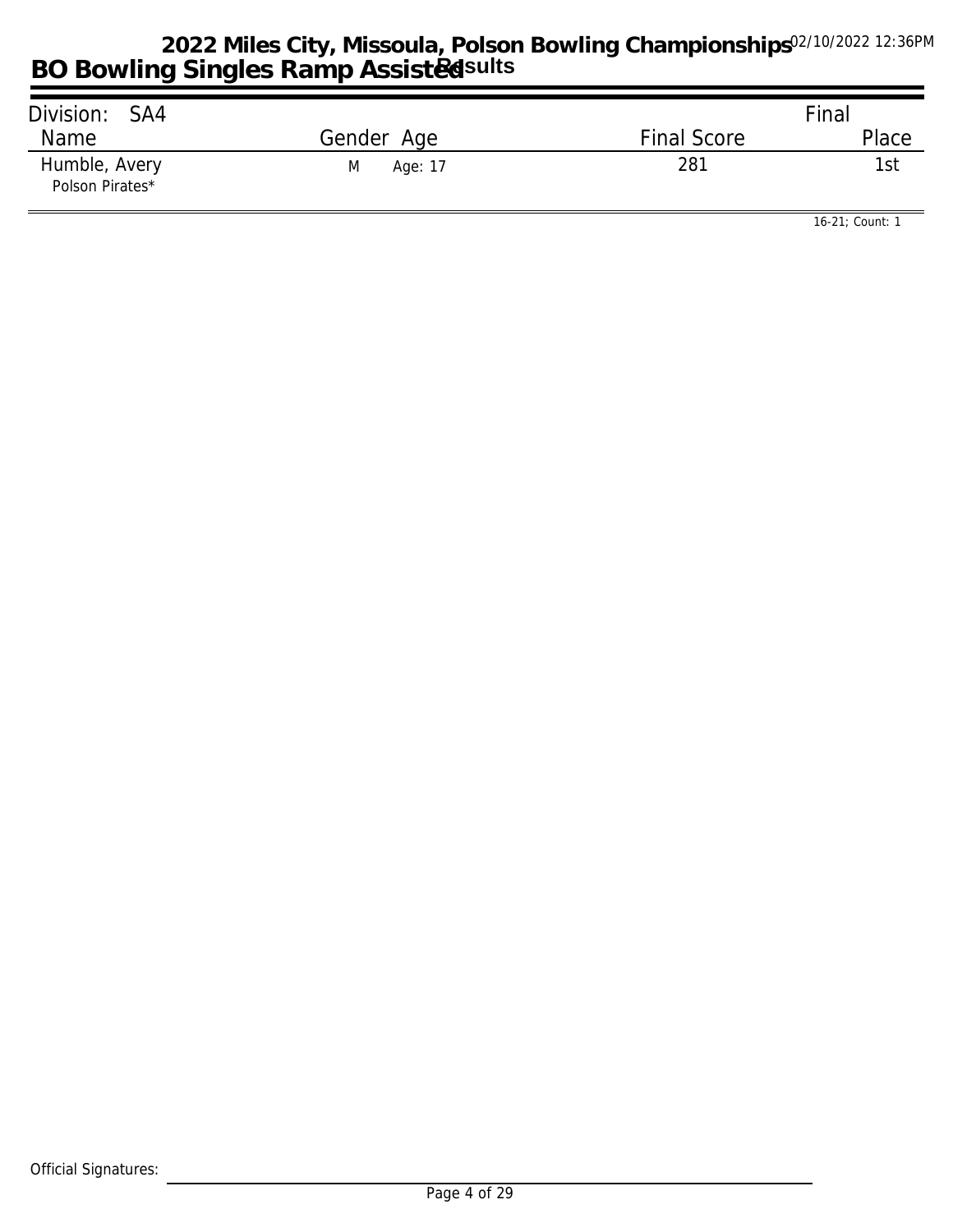# 2022 Miles City, Missoula, Polson Bowling Championships

## BO Bowling Singles Ramp Assisted Results

02/10/2022 12:36PM

Division: SA4

| Name | Gender | Age | Final Score | Final Place |
|---|---|---|---|---|
| Humble, Avery<br>Polson Pirates* | M | Age: 17 | 281 | 1st |

16-21; Count: 1

Official Signatures: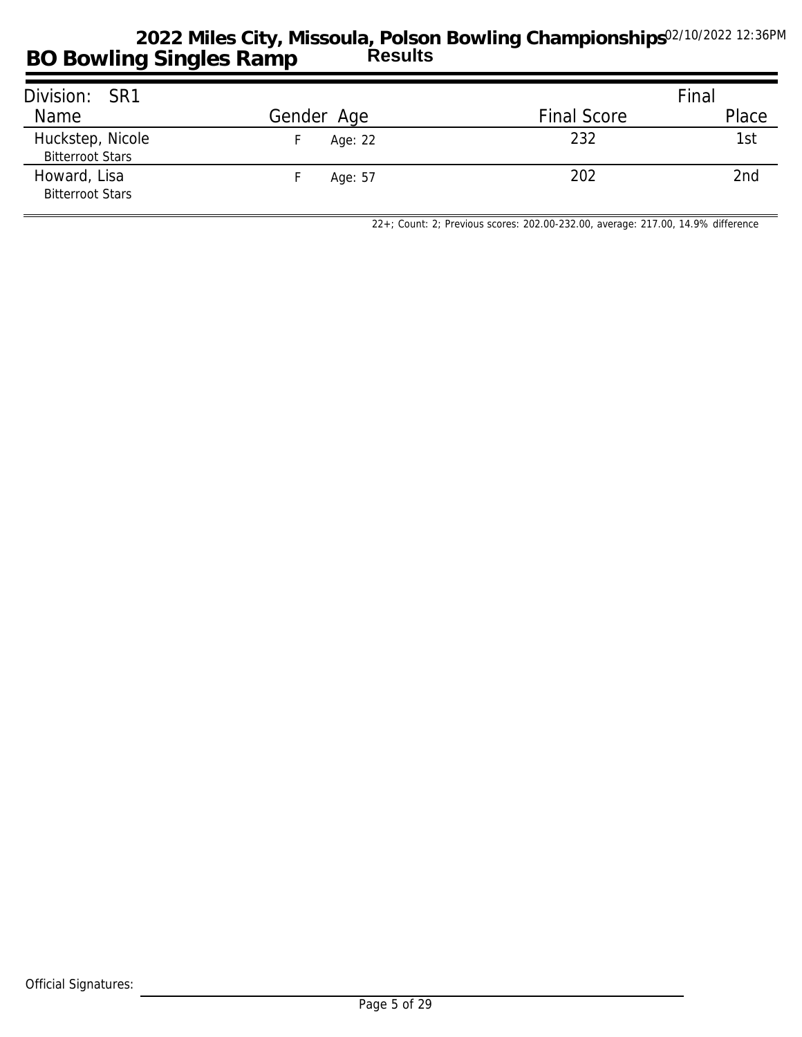# 2022 Miles City, Missoula, Polson Bowling Championships

## BO Bowling Singles Ramp

### Results

02/10/2022 12:36PM

| Division: SR1 | | | | Final |
|---|---|---|---|---|
| Name | Gender | Age | Final Score | Place |
| Huckstep, Nicole<br>Bitterroot Stars | F | Age: 22 | 232 | 1st |
| Howard, Lisa<br>Bitterroot Stars | F | Age: 57 | 202 | 2nd |

22+; Count: 2; Previous scores: 202.00-232.00, average: 217.00, 14.9% difference

Official Signatures: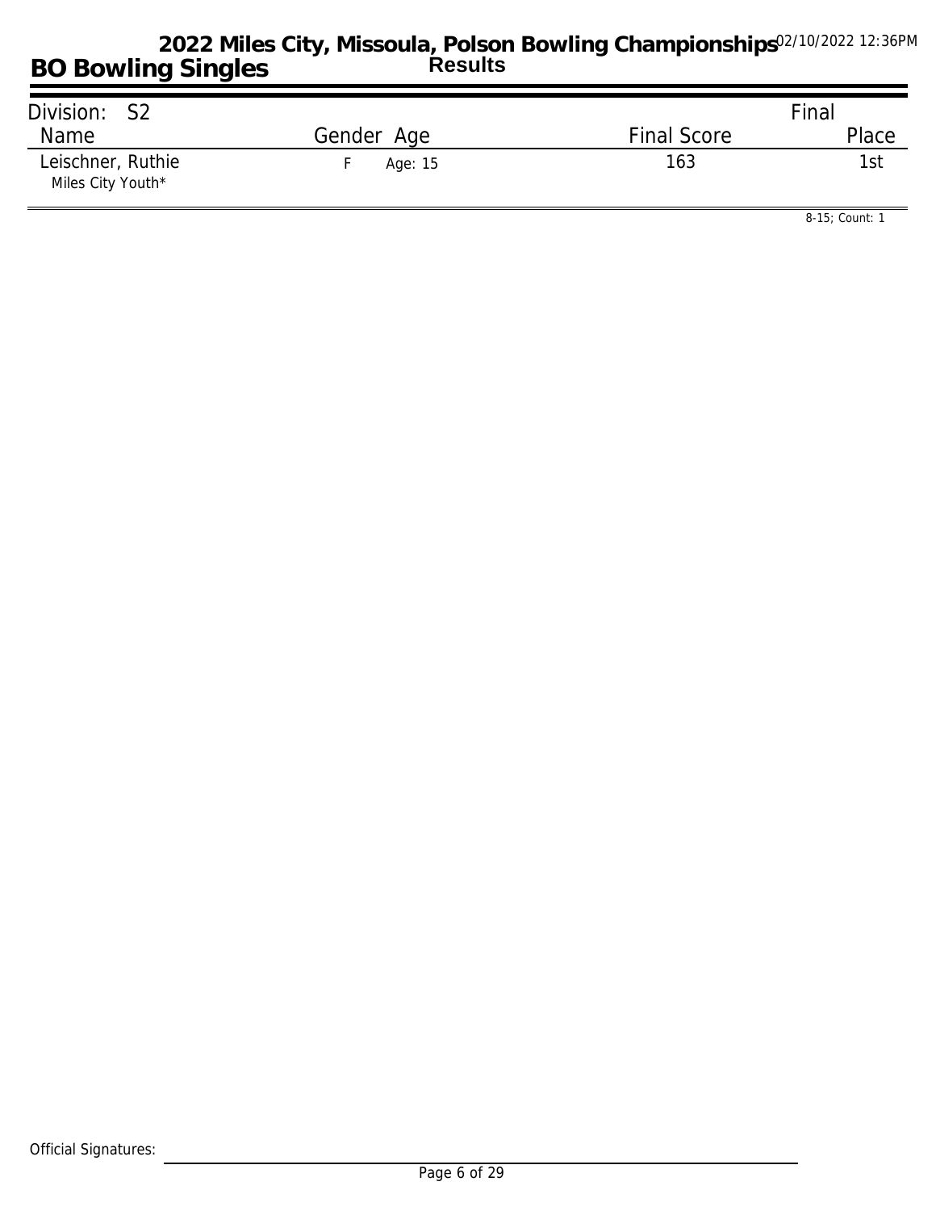# BO Bowling Singles

## Results

| Division: S2 | | | Final |
|---|---|---|---|
| Name | Gender Age | Final Score | Place |
| Leischner, Ruthie<br>Miles City Youth* | F Age: 15 | 163 | 1st |

8-15; Count: 1

Official Signatures: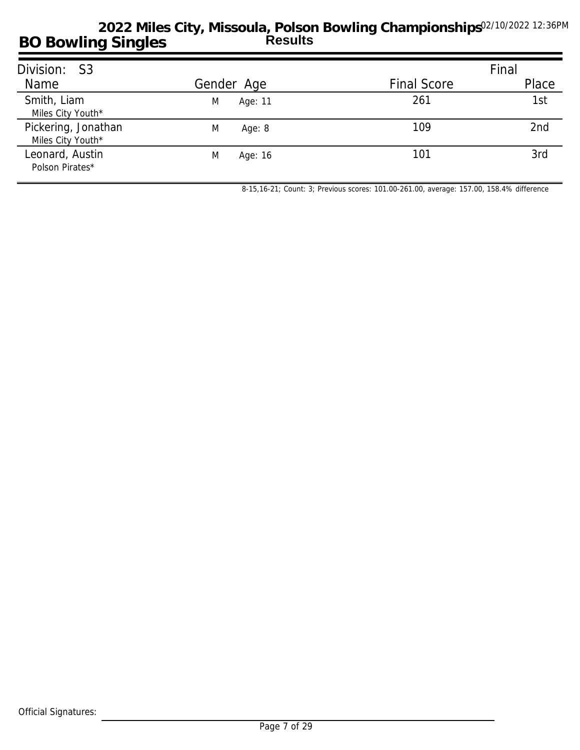# 2022 Miles City, Missoula, Polson Bowling Championships

02/10/2022 12:36PM

## BO Bowling Singles

**Results**

Division: S3

| Name | Gender | Age | Final Score | Final Place |
|---|---|---|---|---|
| Smith, Liam<br>Miles City Youth* | M | Age: 11 | 261 | 1st |
| Pickering, Jonathan<br>Miles City Youth* | M | Age: 8 | 109 | 2nd |
| Leonard, Austin<br>Polson Pirates* | M | Age: 16 | 101 | 3rd |

8-15,16-21; Count: 3; Previous scores: 101.00-261.00, average: 157.00, 158.4% difference

Official Signatures: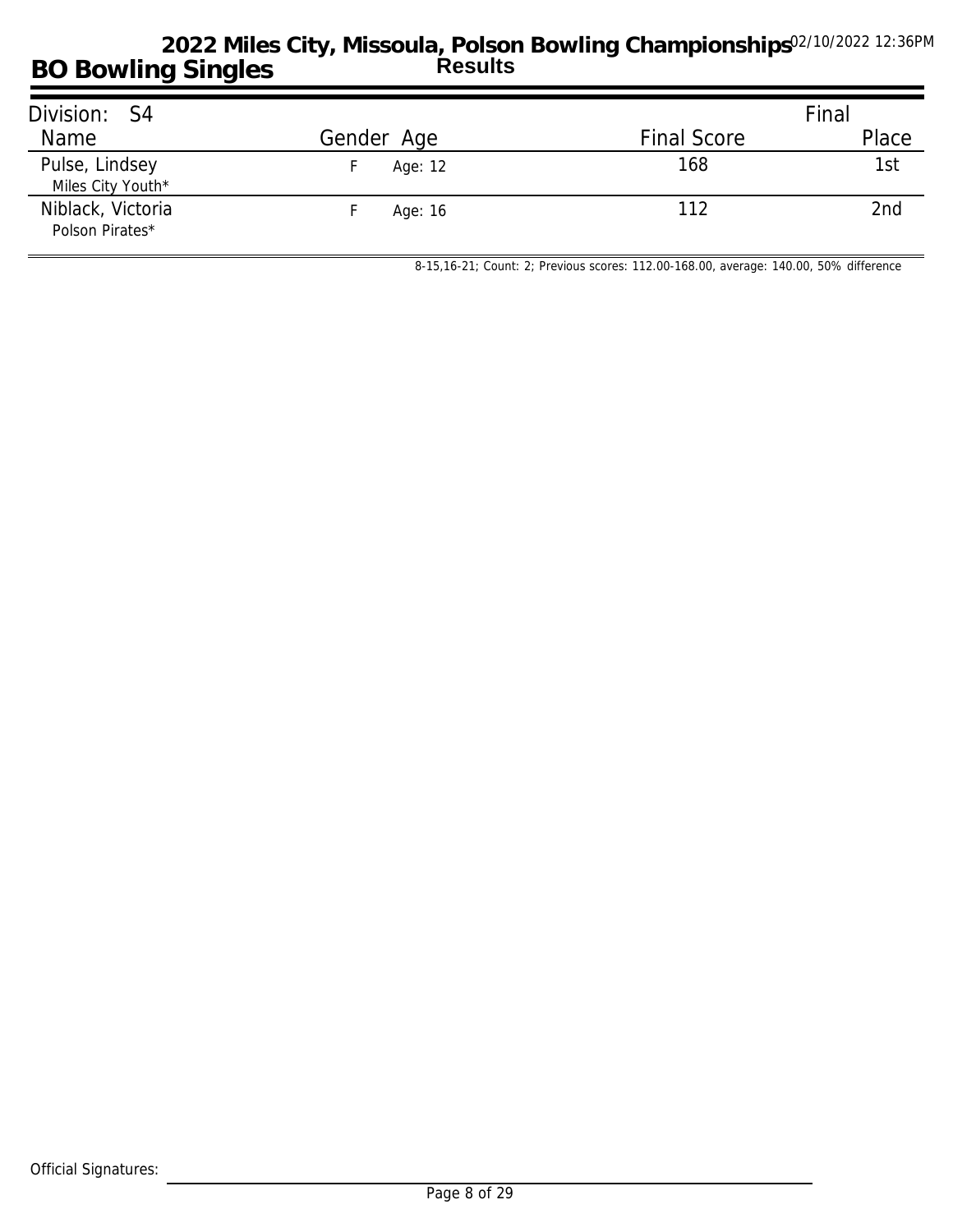# 2022 Miles City, Missoula, Polson Bowling Championships

## BO Bowling Singles

**Results**

Division: S4

| Name | Gender | Age | Final Score | Final Place |
|---|---|---|---|---|
| Pulse, Lindsey<br>Miles City Youth* | F | Age: 12 | 168 | 1st |
| Niblack, Victoria<br>Polson Pirates* | F | Age: 16 | 112 | 2nd |

8-15,16-21; Count: 2; Previous scores: 112.00-168.00, average: 140.00, 50% difference

Official Signatures: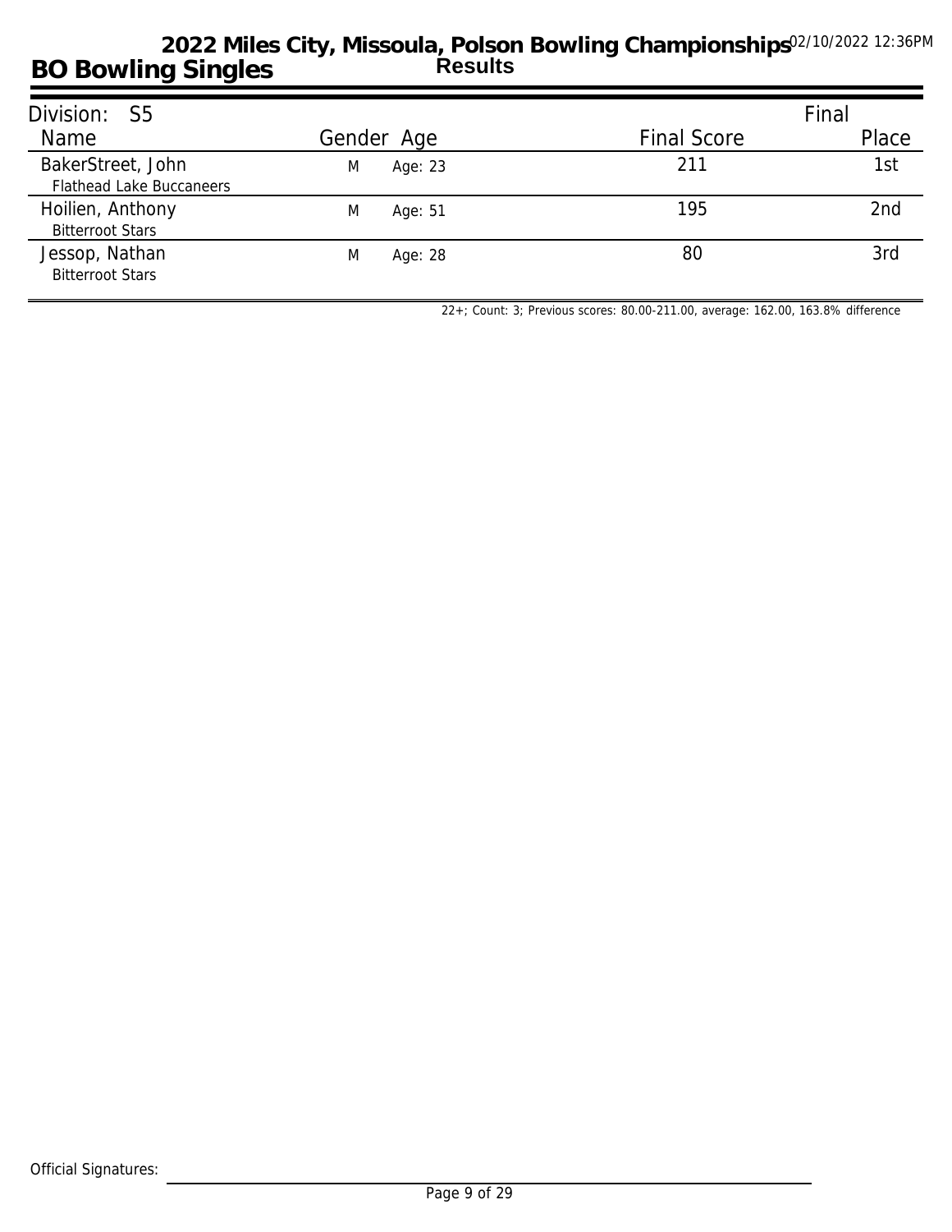# 2022 Miles City, Missoula, Polson Bowling Championships

## BO Bowling Singles

**Results**

02/10/2022 12:36PM

| Division: S5 | | | | Final |
|---|---|---|---|---|
| Name | Gender | Age | Final Score | Place |
| BakerStreet, John<br>Flathead Lake Buccaneers | M | Age: 23 | 211 | 1st |
| Hoilien, Anthony<br>Bitterroot Stars | M | Age: 51 | 195 | 2nd |
| Jessop, Nathan<br>Bitterroot Stars | M | Age: 28 | 80 | 3rd |

22+; Count: 3; Previous scores: 80.00-211.00, average: 162.00, 163.8% difference

Official Signatures: ______________________________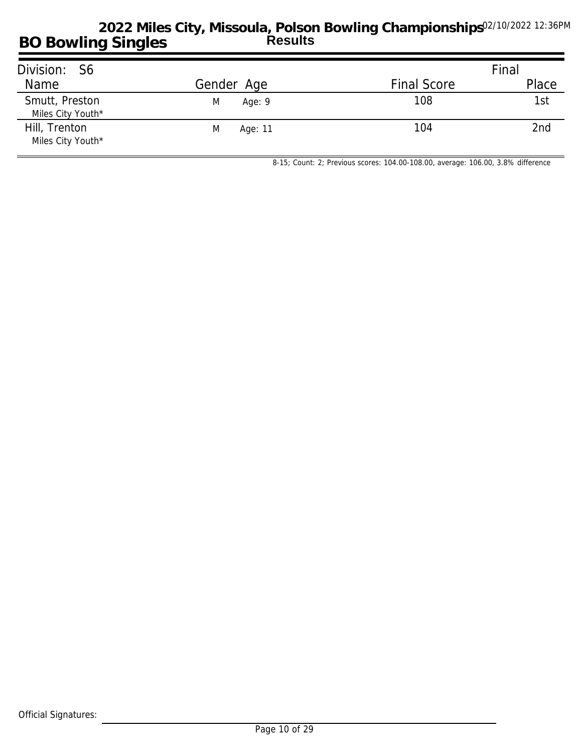# BO Bowling Singles

## 2022 Miles City, Missoula, Polson Bowling Championships

### Results

02/10/2022 12:36PM

**Division: S6**

| Name | Gender | Age | Final Score | Final Place |
|---|---|---|---|---|
| Smutt, Preston<br>Miles City Youth* | M | Age: 9 | 108 | 1st |
| Hill, Trenton<br>Miles City Youth* | M | Age: 11 | 104 | 2nd |

8-15; Count: 2; Previous scores: 104.00-108.00, average: 106.00, 3.8% difference

Official Signatures: ______________________________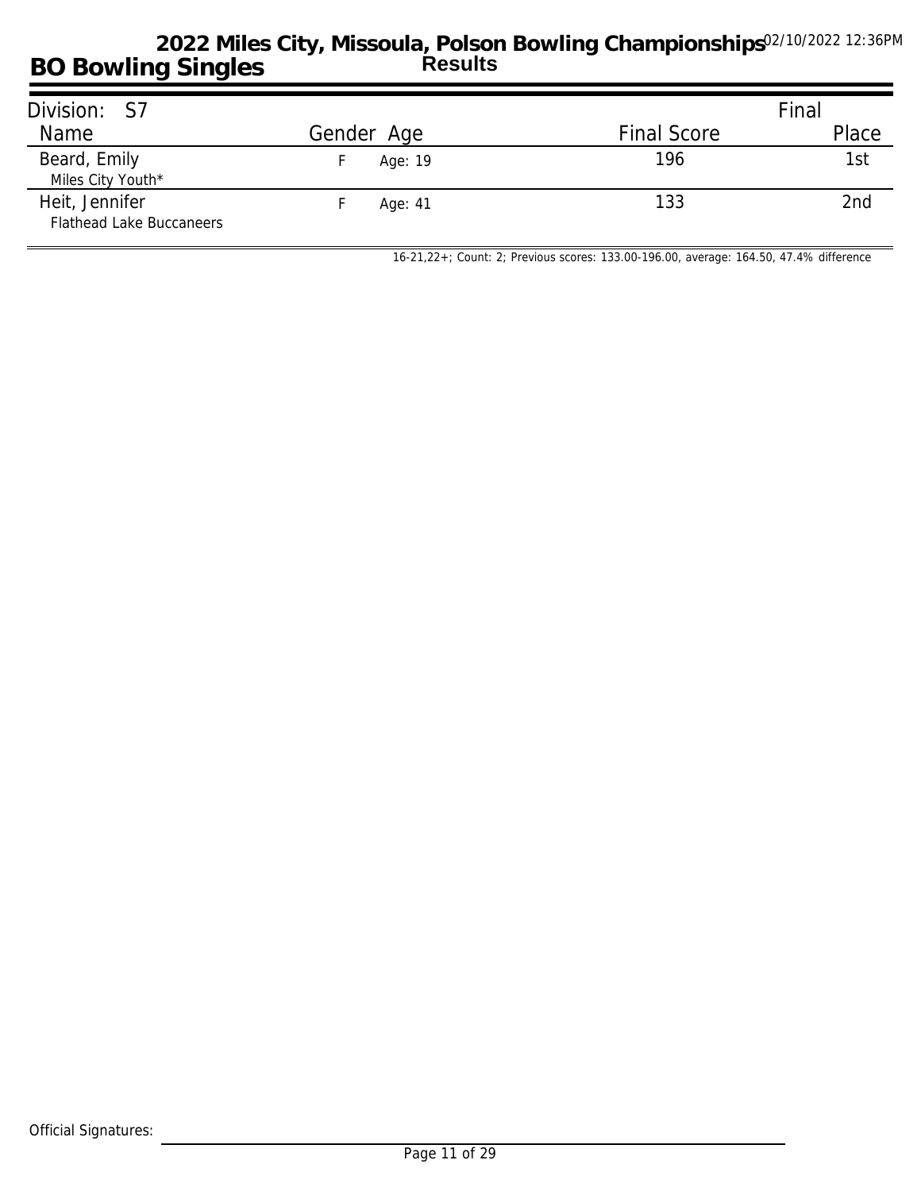# 2022 Miles City, Missoula, Polson Bowling Championships

## BO Bowling Singles

**Results**

02/10/2022 12:36PM

Division: S7

| Name | Gender | Age | Final Score | Final Place |
|---|---|---|---|---|
| Beard, Emily<br>Miles City Youth* | F | Age: 19 | 196 | 1st |
| Heit, Jennifer<br>Flathead Lake Buccaneers | F | Age: 41 | 133 | 2nd |

16-21,22+; Count: 2; Previous scores: 133.00-196.00, average: 164.50, 47.4% difference

Official Signatures: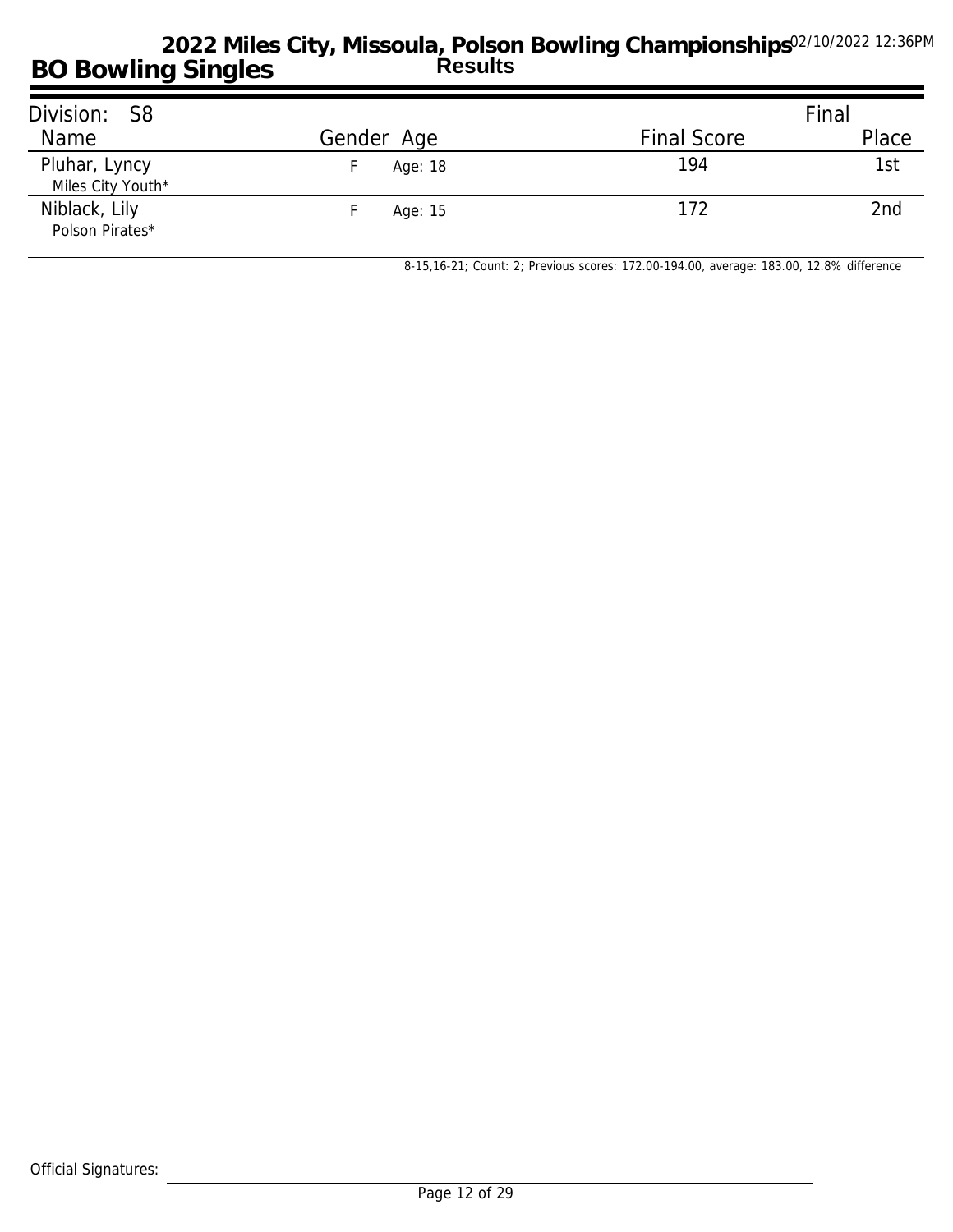# 2022 Miles City, Missoula, Polson Bowling Championships

## BO Bowling Singles

**Results**

02/10/2022 12:36PM

**Division: S8**

| Name | Gender | Age | Final Score | Final Place |
|---|---|---|---|---|
| Pluhar, Lyncy<br>Miles City Youth* | F | Age: 18 | 194 | 1st |
| Niblack, Lily<br>Polson Pirates* | F | Age: 15 | 172 | 2nd |

8-15,16-21; Count: 2; Previous scores: 172.00-194.00, average: 183.00, 12.8% difference

Official Signatures: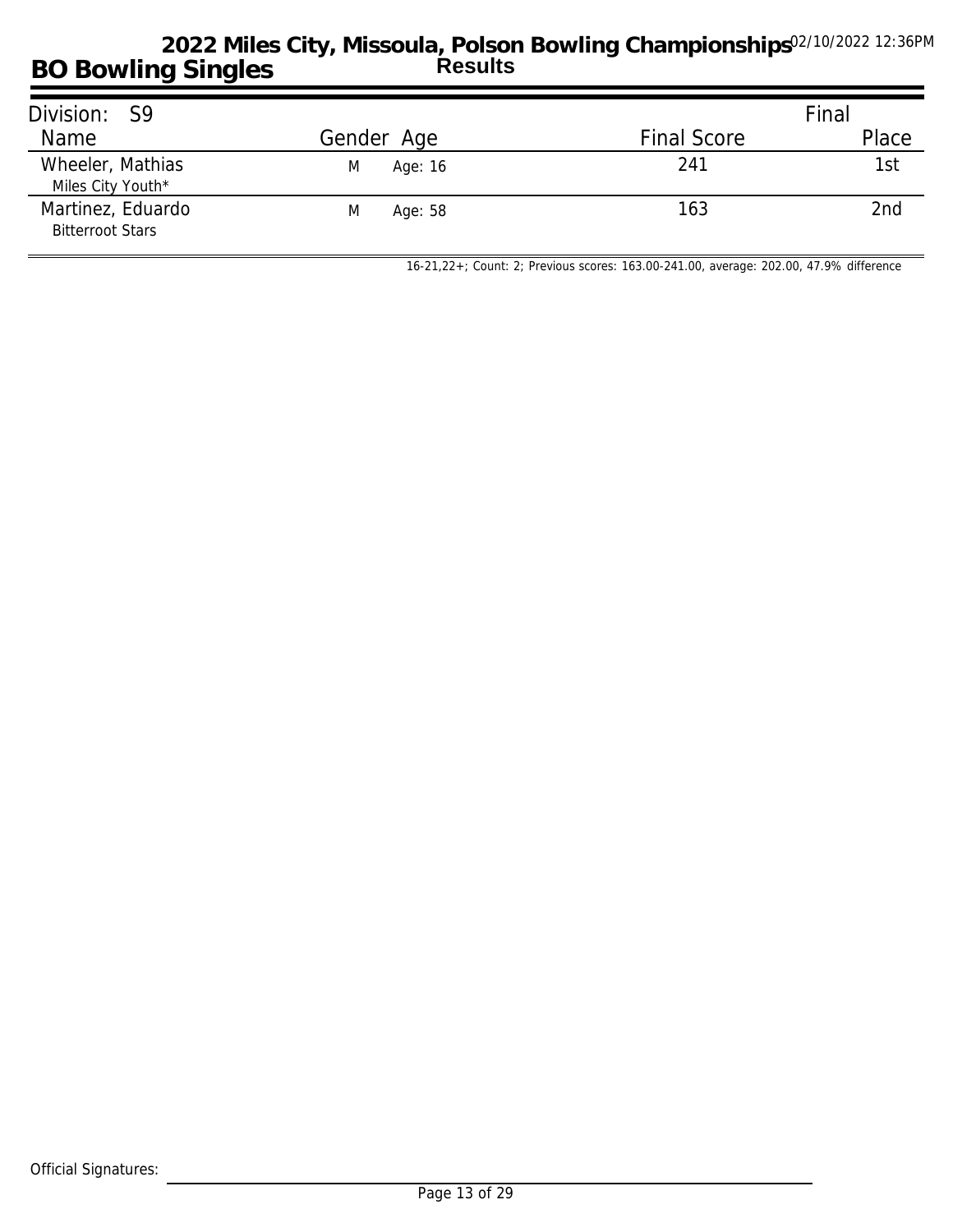# 2022 Miles City, Missoula, Polson Bowling Championships

## BO Bowling Singles

**Results**

02/10/2022 12:36PM

| Division: S9 | | | | Final |
|---|---|---|---|---|
| Name | Gender | Age | Final Score | Place |
| Wheeler, Mathias<br>Miles City Youth* | M | Age: 16 | 241 | 1st |
| Martinez, Eduardo<br>Bitterroot Stars | M | Age: 58 | 163 | 2nd |

16-21,22+; Count: 2; Previous scores: 163.00-241.00, average: 202.00, 47.9% difference

Official Signatures: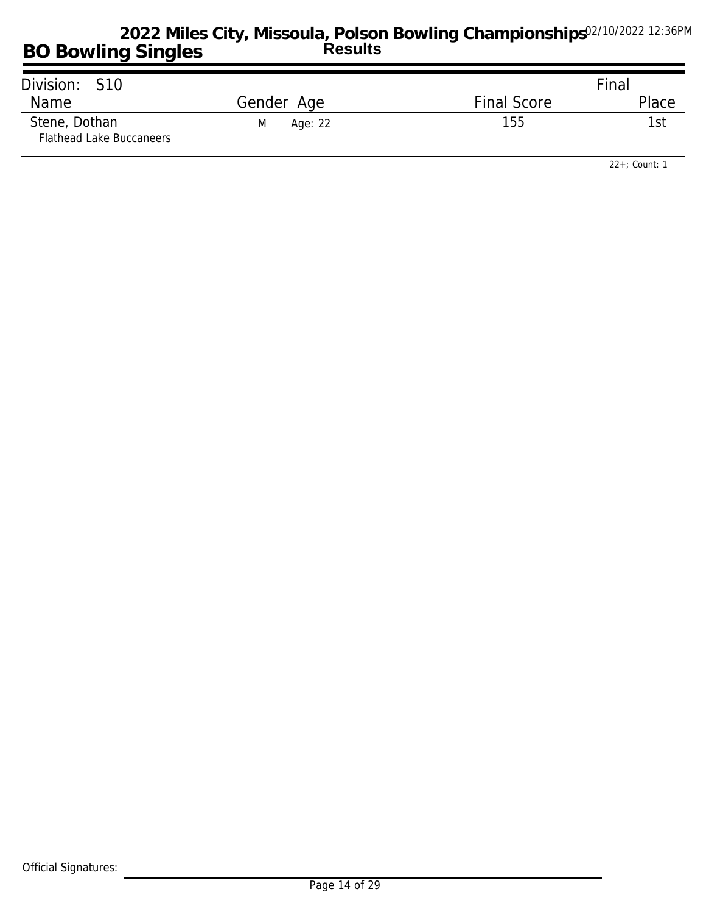# 2022 Miles City, Missoula, Polson Bowling Championships

## BO Bowling Singles

**Results**

02/10/2022 12:36PM

| Division: S10 | | | Final |
|---|---|---|---|
| Name | Gender Age | Final Score | Place |
| Stene, Dothan<br>Flathead Lake Buccaneers | M Age: 22 | 155 | 1st |

22+; Count: 1

Official Signatures: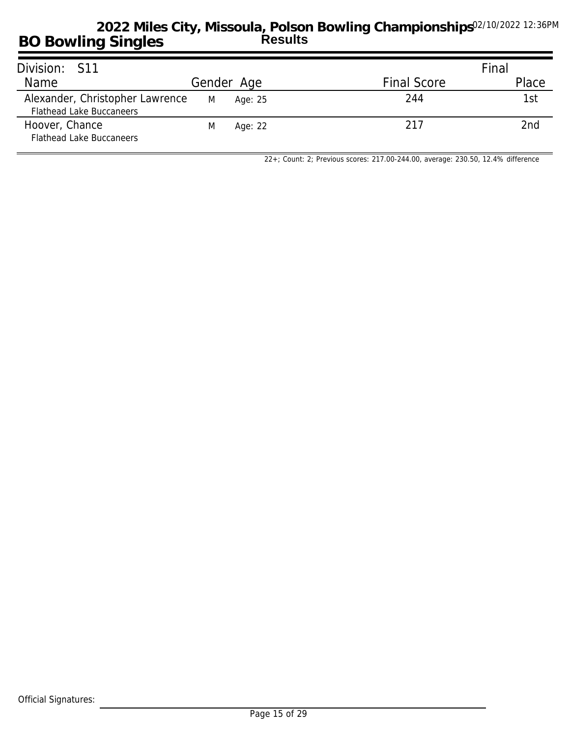# 2022 Miles City, Missoula, Polson Bowling Championships

02/10/2022 12:36PM

## BO Bowling Singles

**Results**

| Division: S11 | | | | Final |
|---|---|---|---|---|
| Name | Gender | Age | Final Score | Place |
| Alexander, Christopher Lawrence<br>Flathead Lake Buccaneers | M | Age: 25 | 244 | 1st |
| Hoover, Chance<br>Flathead Lake Buccaneers | M | Age: 22 | 217 | 2nd |

22+; Count: 2; Previous scores: 217.00-244.00, average: 230.50, 12.4% difference

Official Signatures: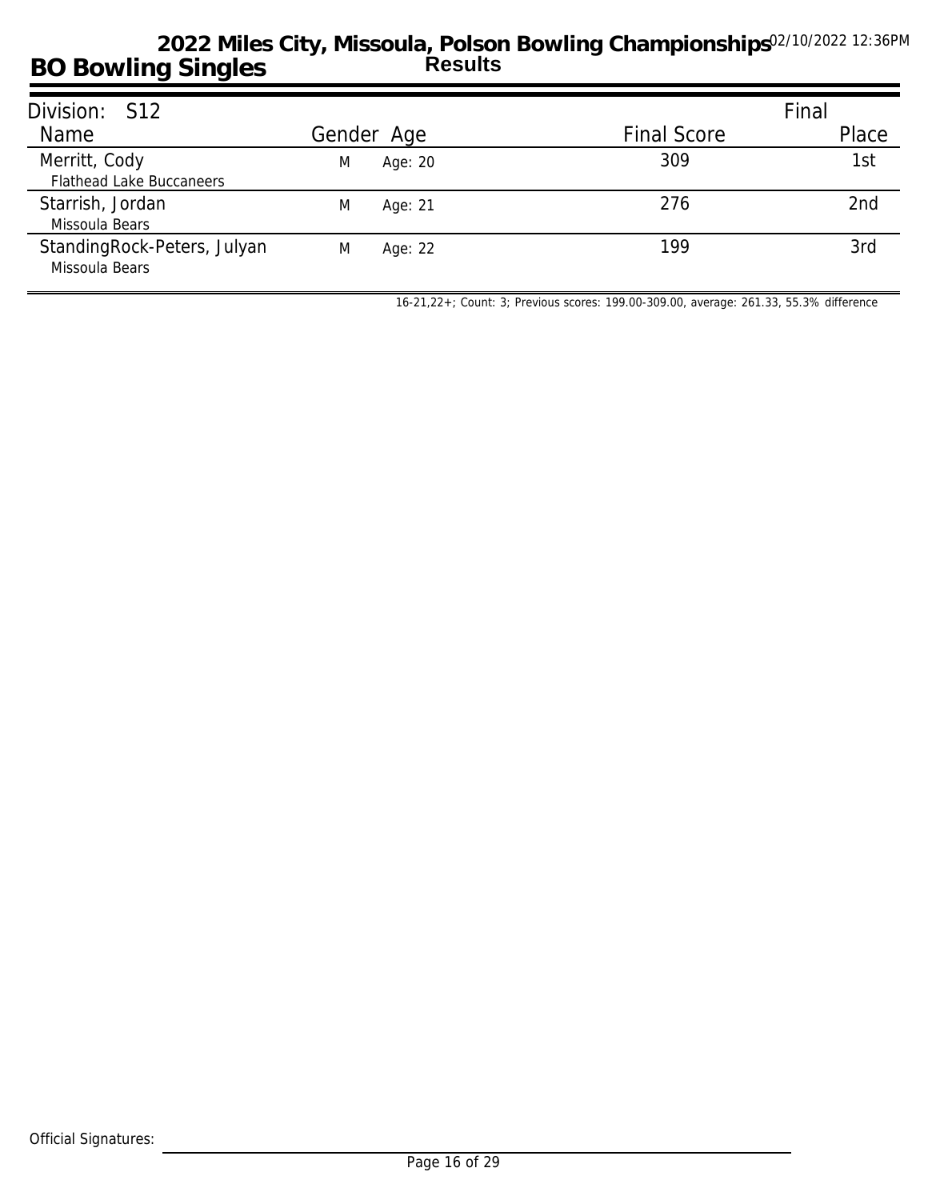# 2022 Miles City, Missoula, Polson Bowling Championships

## BO Bowling Singles

**Results**

02/10/2022 12:36PM

Division: S12

| Name | Gender | Age | Final Score | Final Place |
|---|---|---|---|---|
| Merritt, Cody<br>Flathead Lake Buccaneers | M | Age: 20 | 309 | 1st |
| Starrish, Jordan<br>Missoula Bears | M | Age: 21 | 276 | 2nd |
| StandingRock-Peters, Julyan<br>Missoula Bears | M | Age: 22 | 199 | 3rd |

16-21,22+; Count: 3; Previous scores: 199.00-309.00, average: 261.33, 55.3% difference

Official Signatures: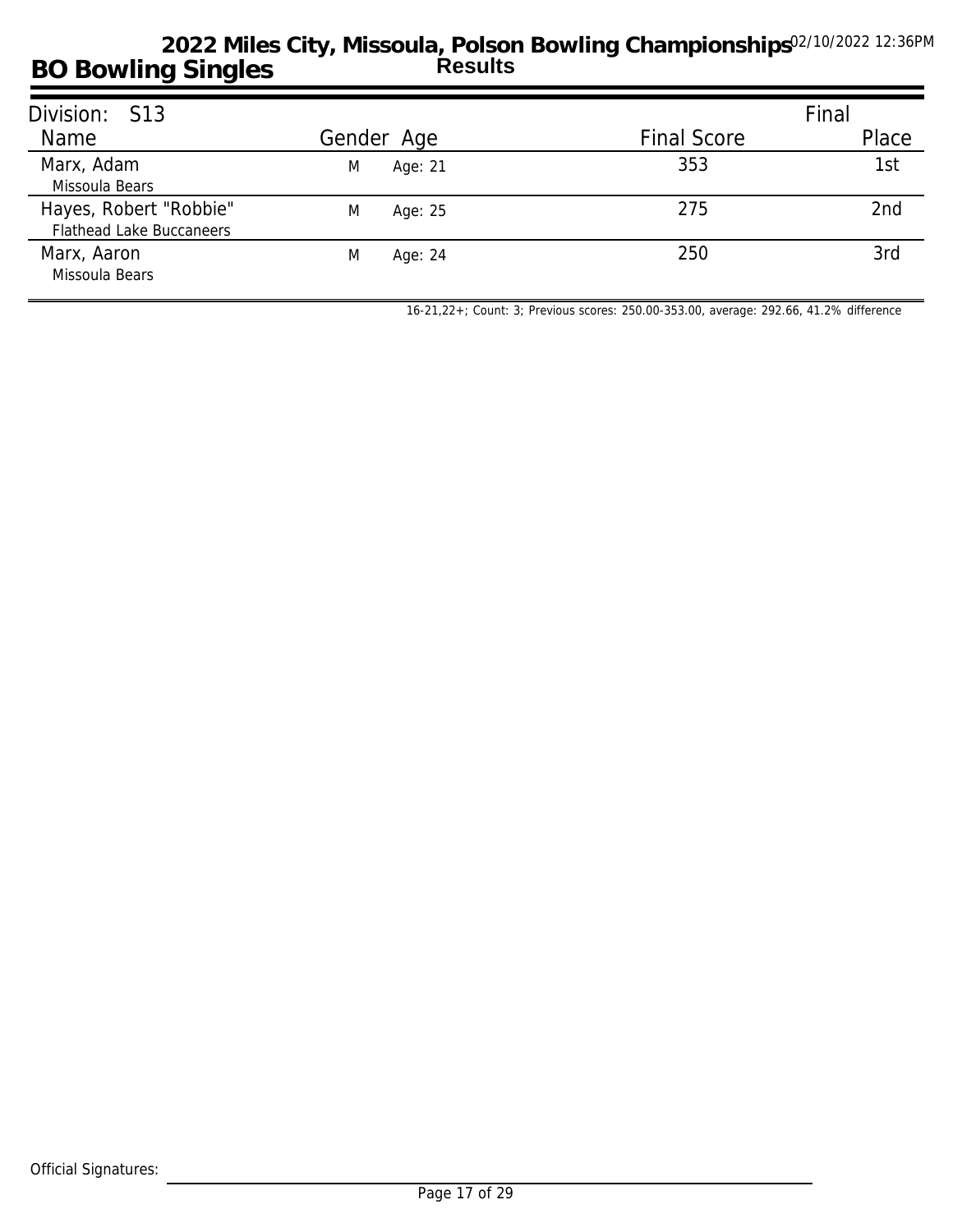# 2022 Miles City, Missoula, Polson Bowling Championships

02/10/2022 12:36PM

## BO Bowling Singles

**Results**

Division: S13

| Name | Gender | Age | Final Score | Final Place |
|---|---|---|---|---|
| Marx, Adam<br>Missoula Bears | M | Age: 21 | 353 | 1st |
| Hayes, Robert "Robbie"<br>Flathead Lake Buccaneers | M | Age: 25 | 275 | 2nd |
| Marx, Aaron<br>Missoula Bears | M | Age: 24 | 250 | 3rd |

16-21,22+; Count: 3; Previous scores: 250.00-353.00, average: 292.66, 41.2% difference

Official Signatures: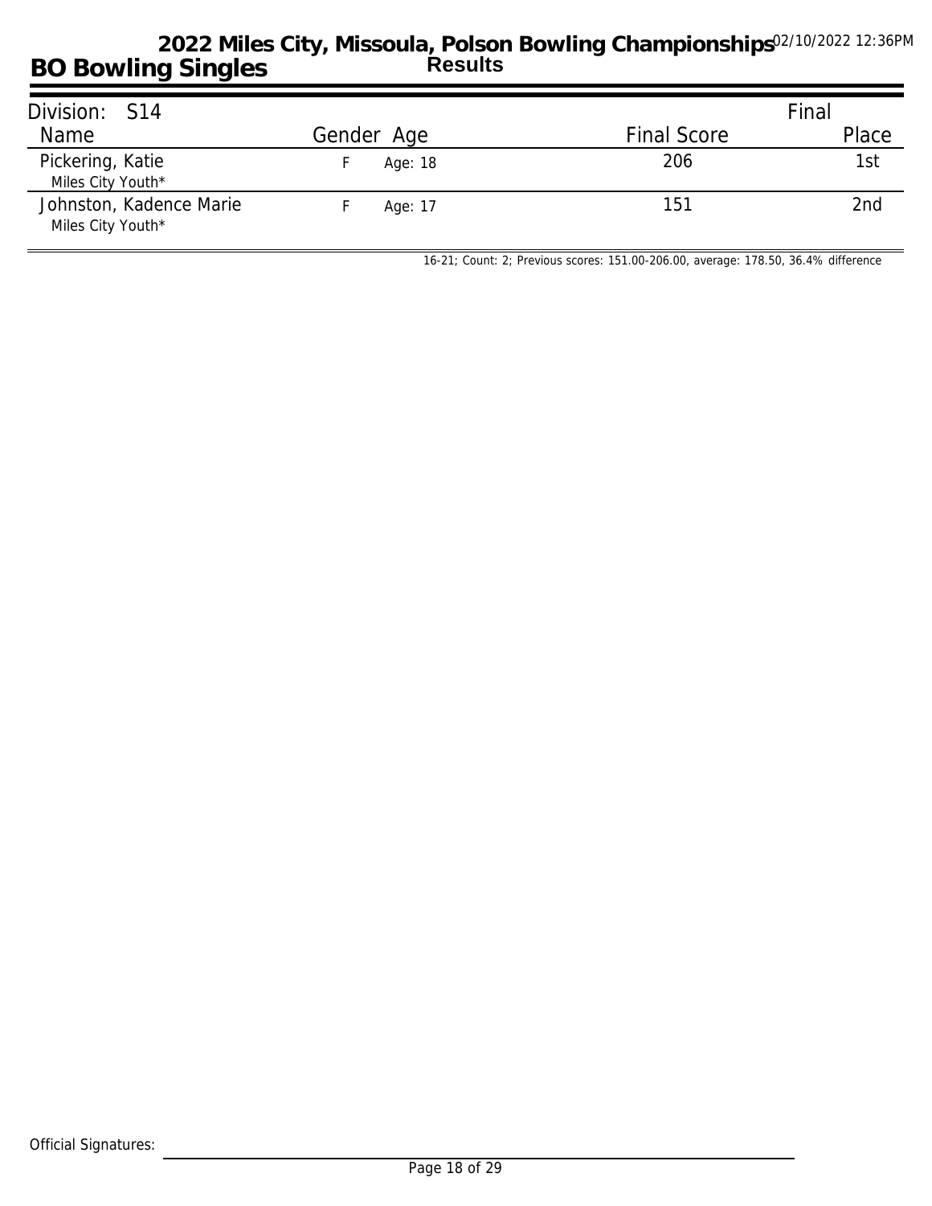# 2022 Miles City, Missoula, Polson Bowling Championships

## BO Bowling Singles

**Results**

02/10/2022 12:36PM

| Division: S14 | | | | Final |
|---|---|---|---|---|
| Name | Gender | Age | Final Score | Place |
| Pickering, Katie<br>Miles City Youth* | F | Age: 18 | 206 | 1st |
| Johnston, Kadence Marie<br>Miles City Youth* | F | Age: 17 | 151 | 2nd |

16-21; Count: 2; Previous scores: 151.00-206.00, average: 178.50, 36.4% difference

Official Signatures: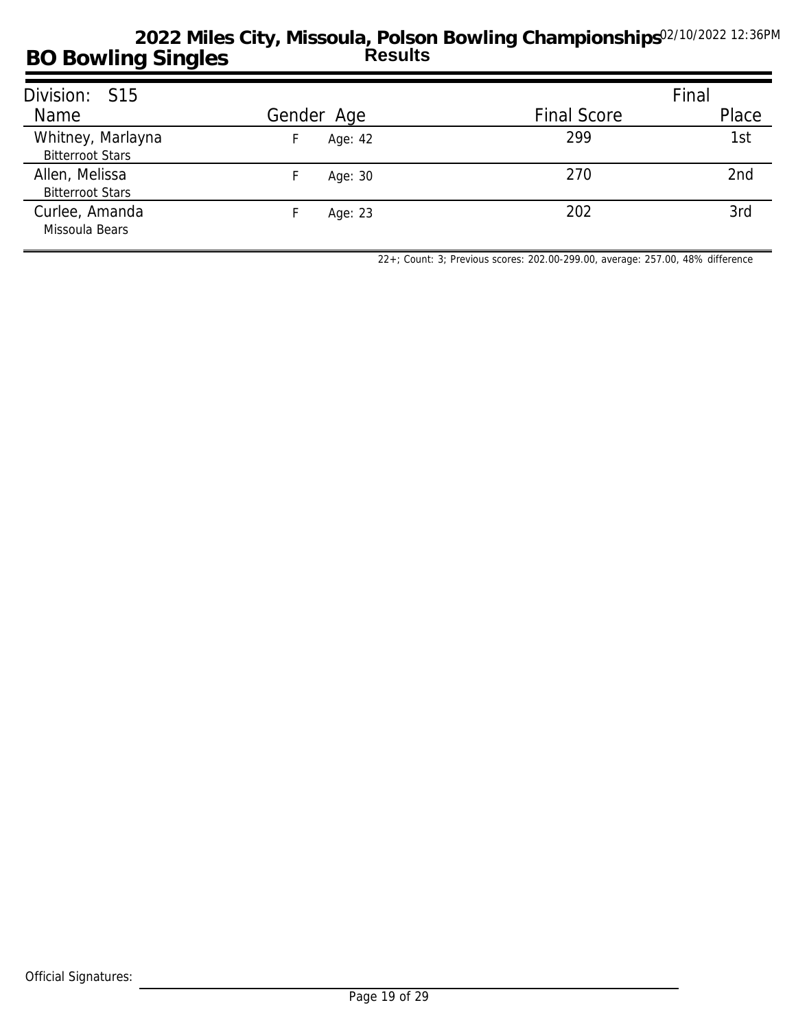# 2022 Miles City, Missoula, Polson Bowling Championships

## BO Bowling Singles

**Results**

02/10/2022 12:36PM

Division: S15

| Name | Gender | Age | Final Score | Final Place |
|---|---|---|---|---|
| Whitney, Marlayna<br>Bitterroot Stars | F | Age: 42 | 299 | 1st |
| Allen, Melissa<br>Bitterroot Stars | F | Age: 30 | 270 | 2nd |
| Curlee, Amanda<br>Missoula Bears | F | Age: 23 | 202 | 3rd |

22+; Count: 3; Previous scores: 202.00-299.00, average: 257.00, 48% difference

Official Signatures: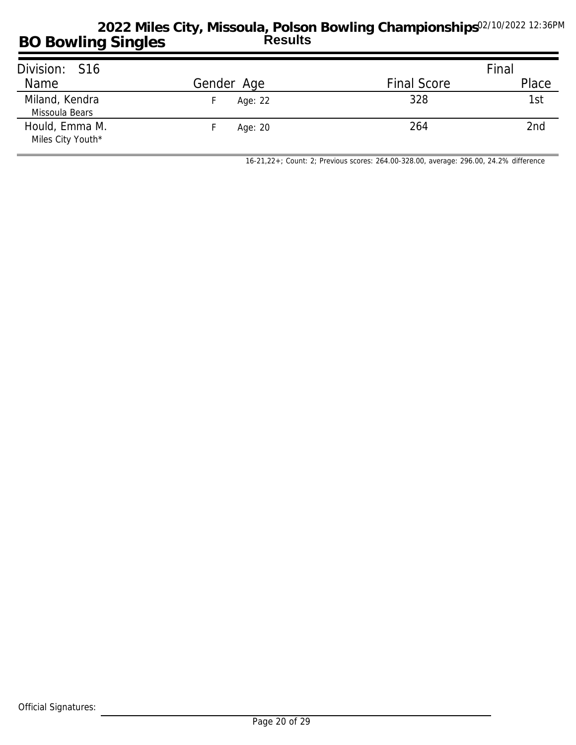# 2022 Miles City, Missoula, Polson Bowling Championships

02/10/2022 12:36PM

## BO Bowling Singles

**Results**

Division: S16

| Name | Gender | Age | Final Score | Final Place |
|---|---|---|---|---|
| Miland, Kendra<br>Missoula Bears | F | Age: 22 | 328 | 1st |
| Hould, Emma M.<br>Miles City Youth* | F | Age: 20 | 264 | 2nd |

16-21,22+; Count: 2; Previous scores: 264.00-328.00, average: 296.00, 24.2% difference

Official Signatures: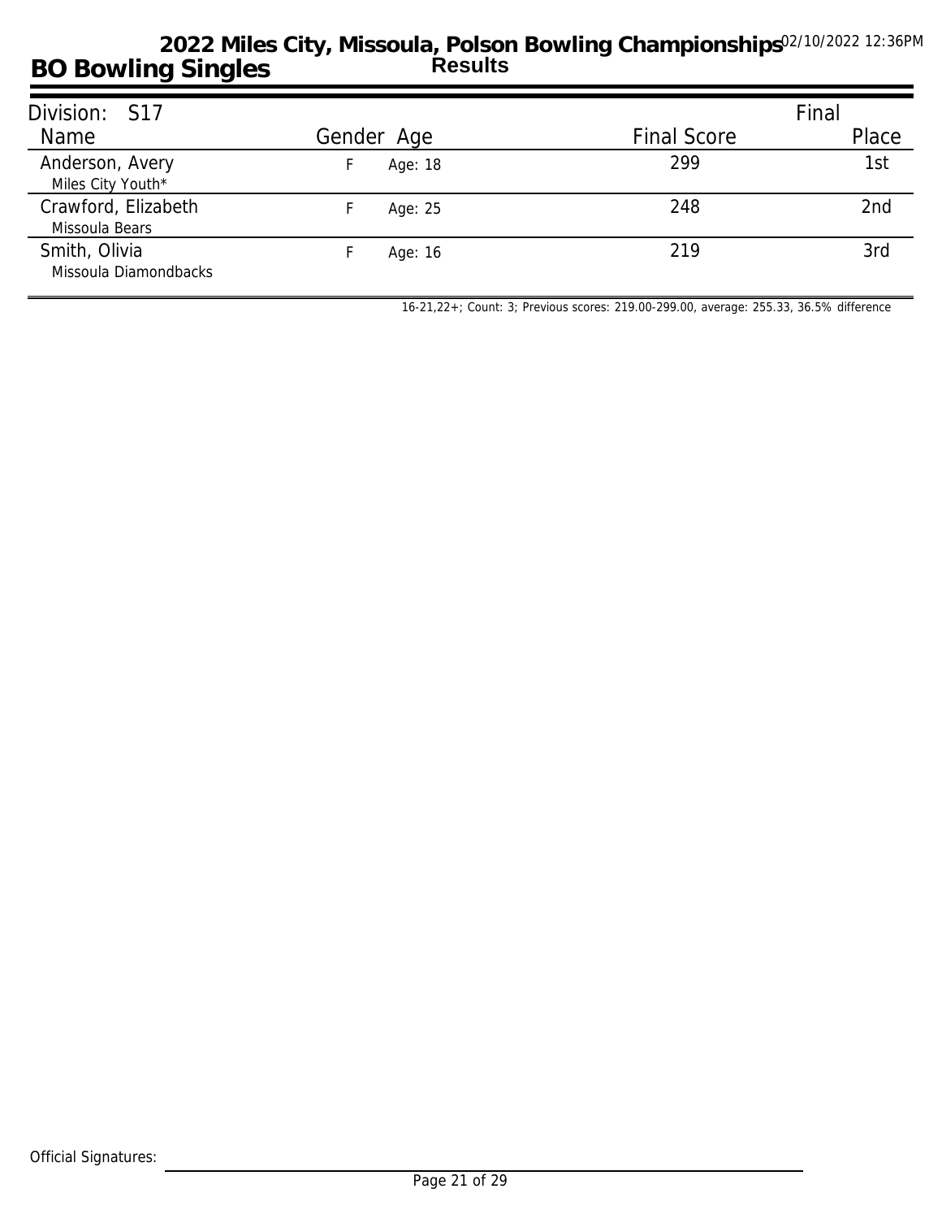# 2022 Miles City, Missoula, Polson Bowling Championships

02/10/2022 12:36PM

## BO Bowling Singles

**Results**

Division: S17

| Name | Gender | Age | Final Score | Final Place |
|---|---|---|---|---|
| Anderson, Avery<br>Miles City Youth* | F | Age: 18 | 299 | 1st |
| Crawford, Elizabeth<br>Missoula Bears | F | Age: 25 | 248 | 2nd |
| Smith, Olivia<br>Missoula Diamondbacks | F | Age: 16 | 219 | 3rd |

16-21,22+; Count: 3; Previous scores: 219.00-299.00, average: 255.33, 36.5% difference

Official Signatures: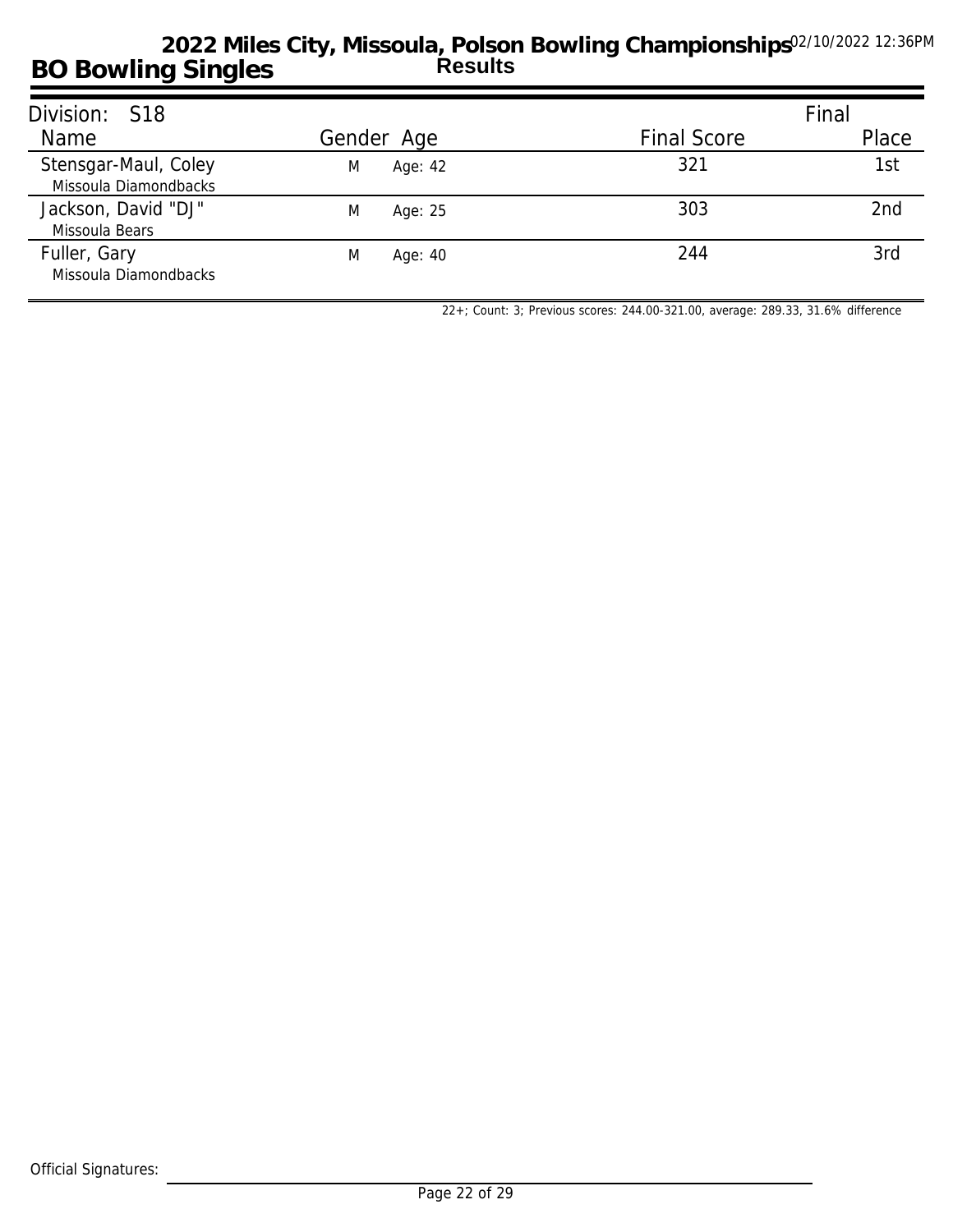# 2022 Miles City, Missoula, Polson Bowling Championships

**Results**

02/10/2022 12:36PM

## BO Bowling Singles

| Division: S18 | | | | Final |
|---|---|---|---|---|
| Name | Gender | Age | Final Score | Place |
| Stensgar-Maul, Coley<br>Missoula Diamondbacks | M | Age: 42 | 321 | 1st |
| Jackson, David "DJ"<br>Missoula Bears | M | Age: 25 | 303 | 2nd |
| Fuller, Gary<br>Missoula Diamondbacks | M | Age: 40 | 244 | 3rd |

22+; Count: 3; Previous scores: 244.00-321.00, average: 289.33, 31.6% difference

Official Signatures: ______________________________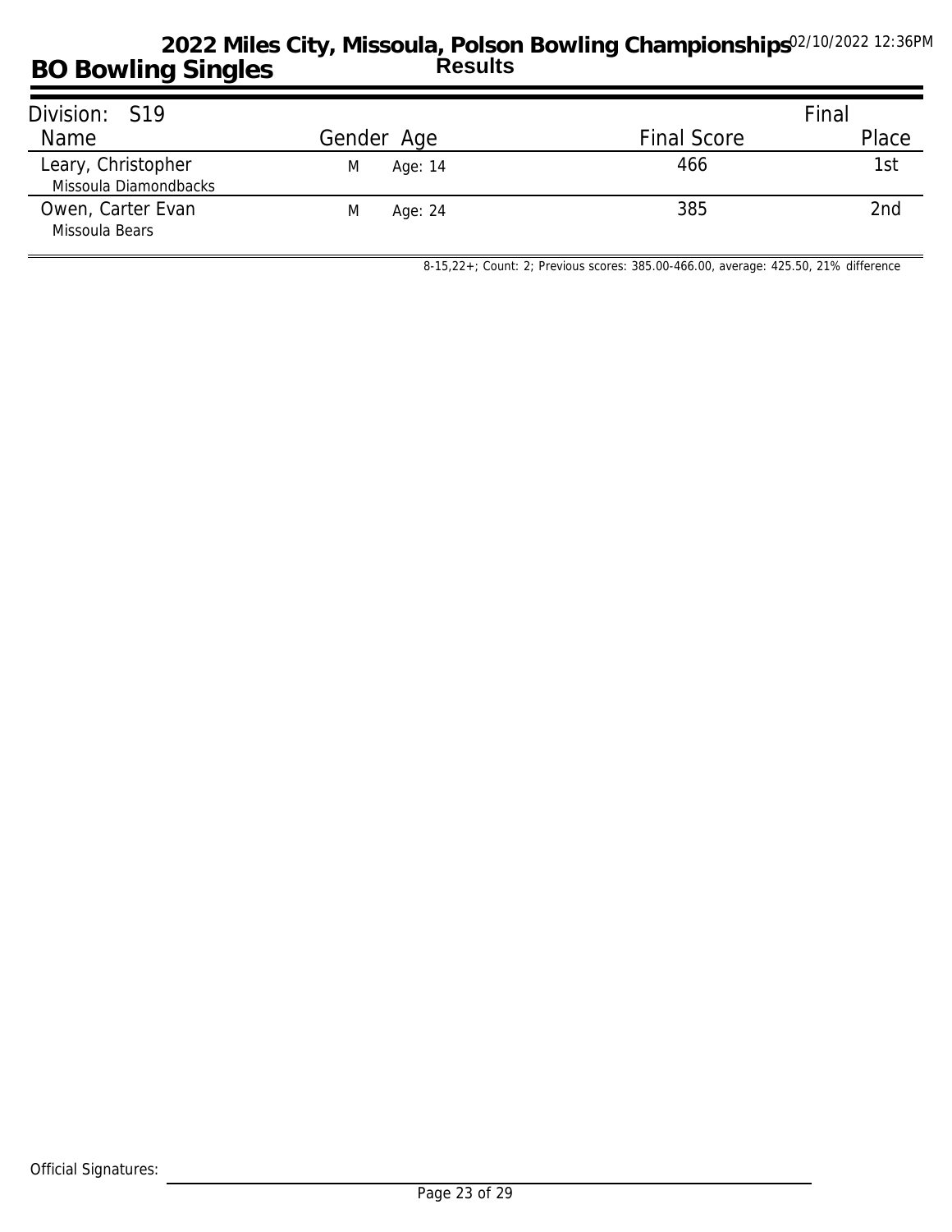# 2022 Miles City, Missoula, Polson Bowling Championships

02/10/2022 12:36PM

## BO Bowling Singles

**Results**

| Division: S19 | | | | Final |
|---|---|---|---|---|
| Name | Gender | Age | Final Score | Place |
| Leary, Christopher<br>Missoula Diamondbacks | M | Age: 14 | 466 | 1st |
| Owen, Carter Evan<br>Missoula Bears | M | Age: 24 | 385 | 2nd |

8-15,22+; Count: 2; Previous scores: 385.00-466.00, average: 425.50, 21% difference

Official Signatures: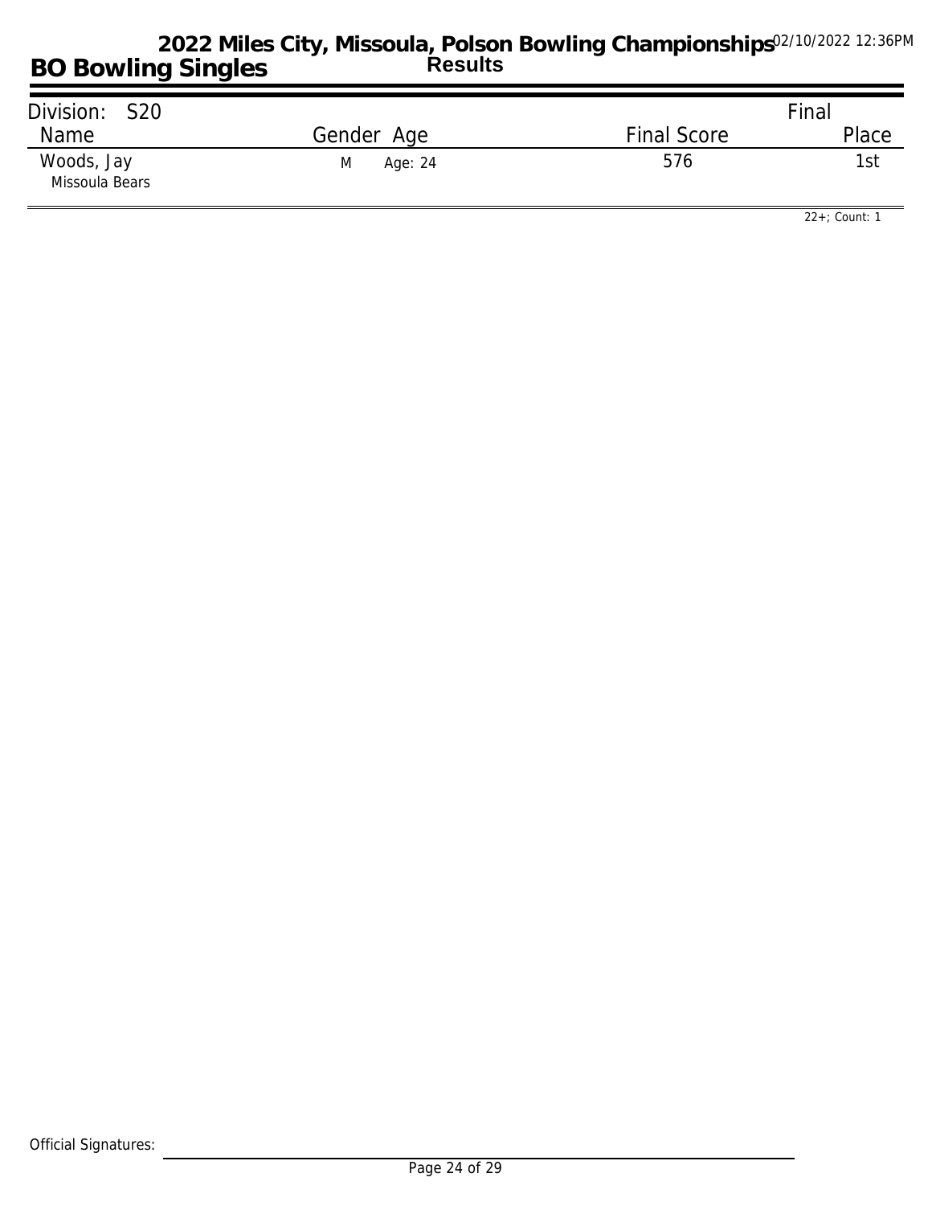# 2022 Miles City, Missoula, Polson Bowling Championships

## BO Bowling Singles

**Results**

02/10/2022 12:36PM

Division: S20

| Name | Gender | Age | Final Score | Final Place |
|---|---|---|---|---|
| Woods, Jay<br>Missoula Bears | M | Age: 24 | 576 | 1st |

22+; Count: 1

Official Signatures: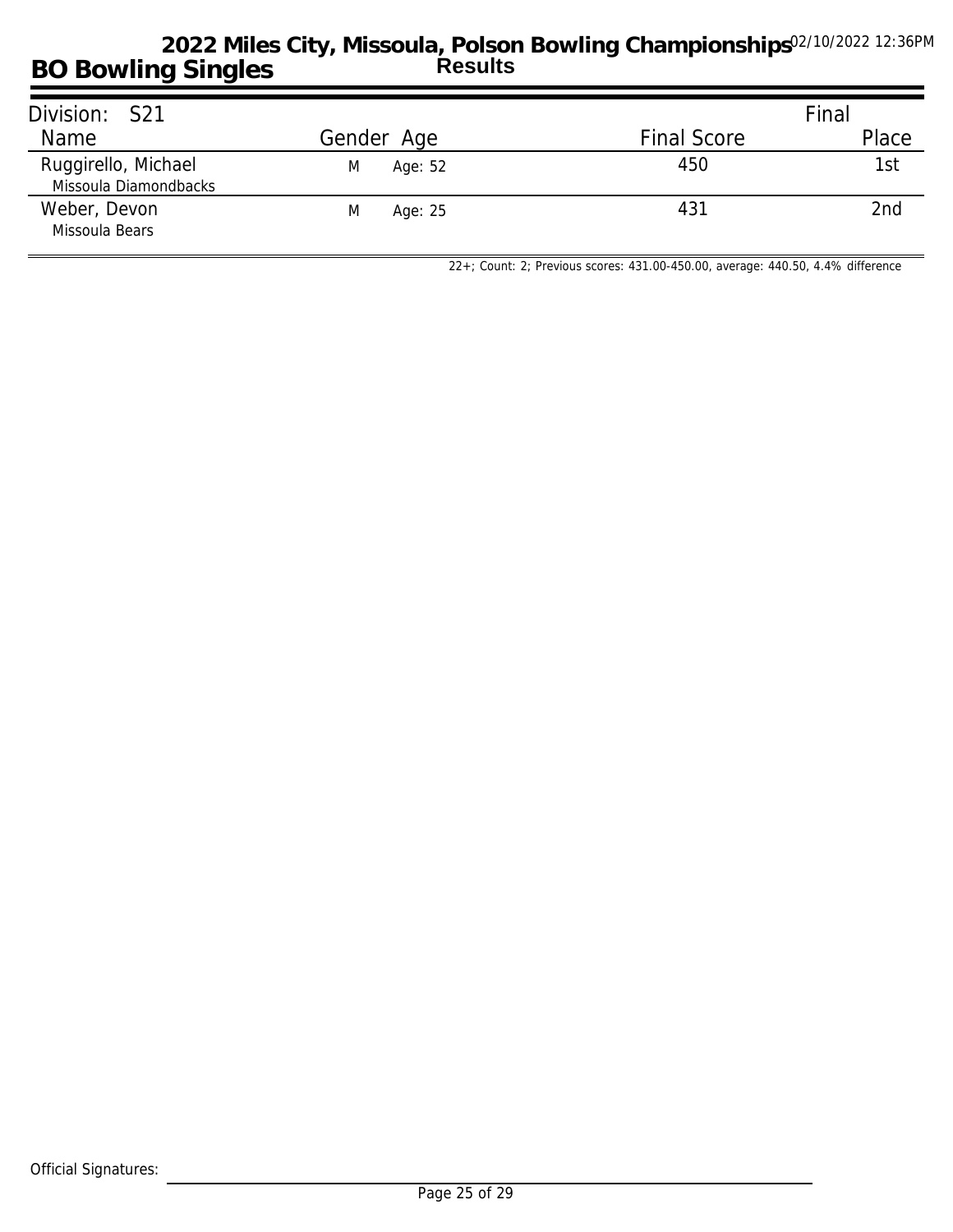# 2022 Miles City, Missoula, Polson Bowling Championships

02/10/2022 12:36PM

## BO Bowling Singles

**Results**

| Division: S21 | | | | Final |
|---|---|---|---|---|
| Name | Gender | Age | Final Score | Place |
| Ruggirello, Michael<br>Missoula Diamondbacks | M | Age: 52 | 450 | 1st |
| Weber, Devon<br>Missoula Bears | M | Age: 25 | 431 | 2nd |

22+; Count: 2; Previous scores: 431.00-450.00, average: 440.50, 4.4% difference

Official Signatures: ______________________________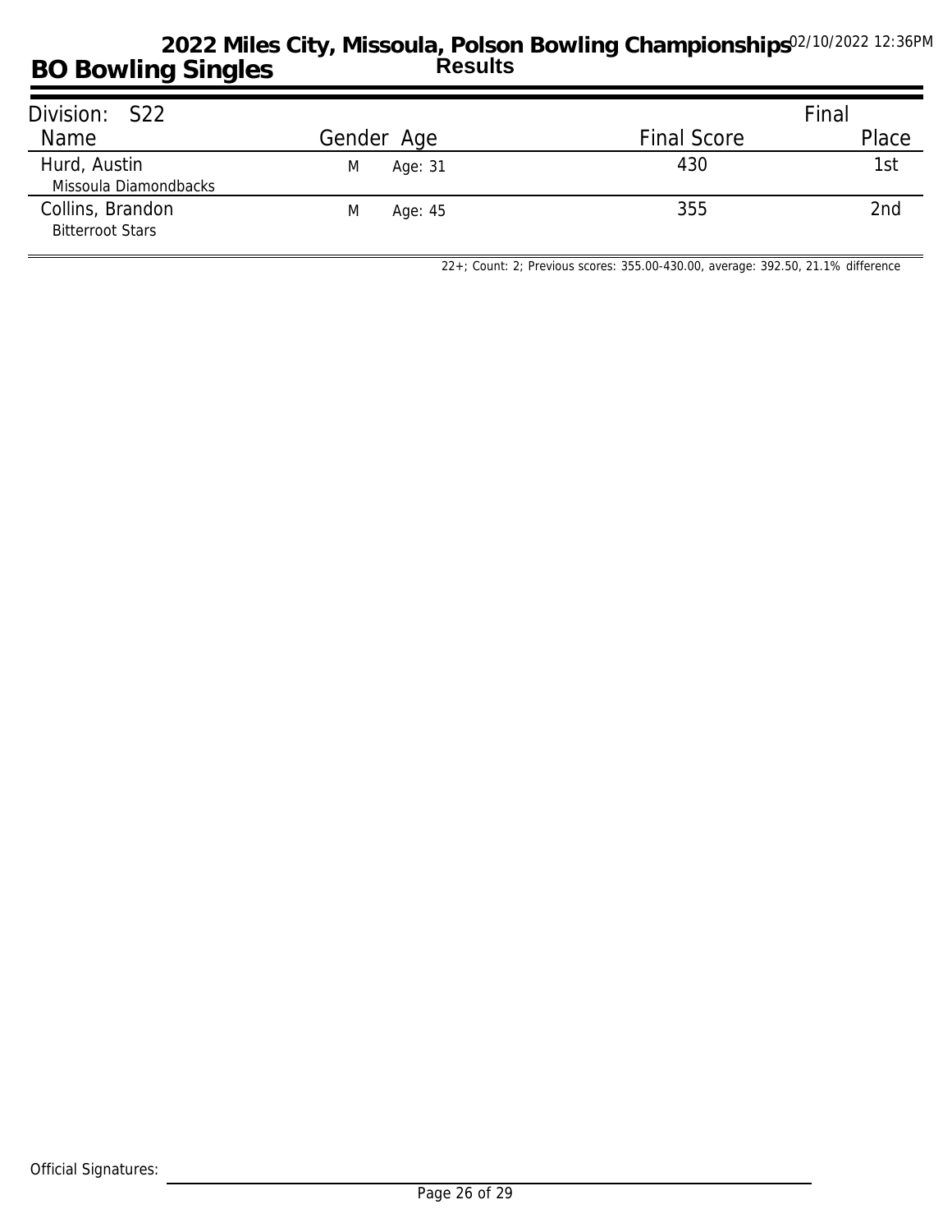# 2022 Miles City, Missoula, Polson Bowling Championships

02/10/2022 12:36PM

## BO Bowling Singles

**Results**

Division: S22

| Name | Gender | Age | Final Score | Final Place |
| --- | --- | --- | --- | --- |
| Hurd, Austin<br>Missoula Diamondbacks | M | Age: 31 | 430 | 1st |
| Collins, Brandon<br>Bitterroot Stars | M | Age: 45 | 355 | 2nd |

22+; Count: 2; Previous scores: 355.00-430.00, average: 392.50, 21.1% difference

Official Signatures: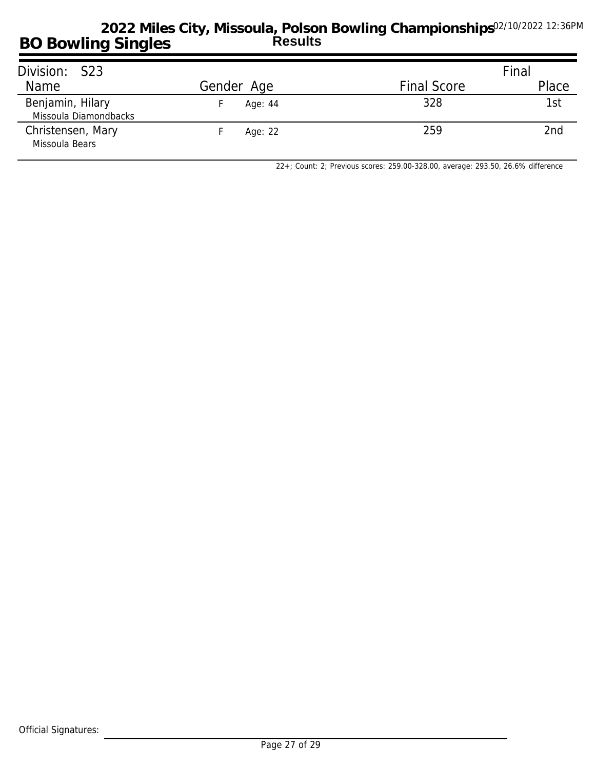# 2022 Miles City, Missoula, Polson Bowling Championships

02/10/2022 12:36PM

## BO Bowling Singles

**Results**

Division: S23

| Name | Gender | Age | Final Score | Final Place |
|---|---|---|---|---|
| Benjamin, Hilary<br>Missoula Diamondbacks | F | Age: 44 | 328 | 1st |
| Christensen, Mary<br>Missoula Bears | F | Age: 22 | 259 | 2nd |

22+; Count: 2; Previous scores: 259.00-328.00, average: 293.50, 26.6% difference

Official Signatures: ______________________________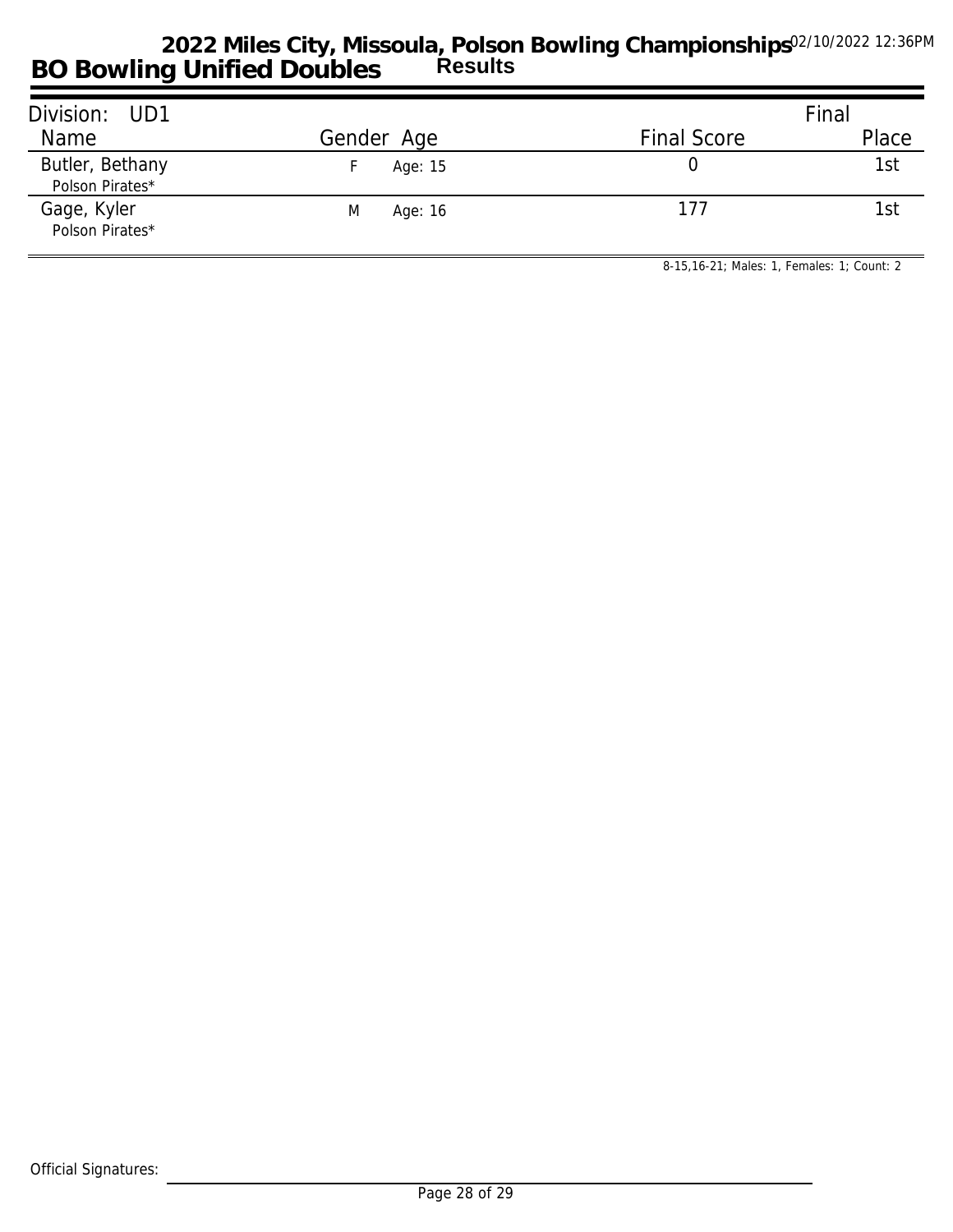# 2022 Miles City, Missoula, Polson Bowling Championships

## BO Bowling Unified Doubles — Results

02/10/2022 12:36PM

| Division: UD1 | | | | Final |
|---|---|---|---|---|
| Name | Gender | Age | Final Score | Place |
| Butler, Bethany<br>Polson Pirates* | F | Age: 15 | 0 | 1st |
| Gage, Kyler<br>Polson Pirates* | M | Age: 16 | 177 | 1st |

8-15,16-21; Males: 1, Females: 1; Count: 2

Official Signatures: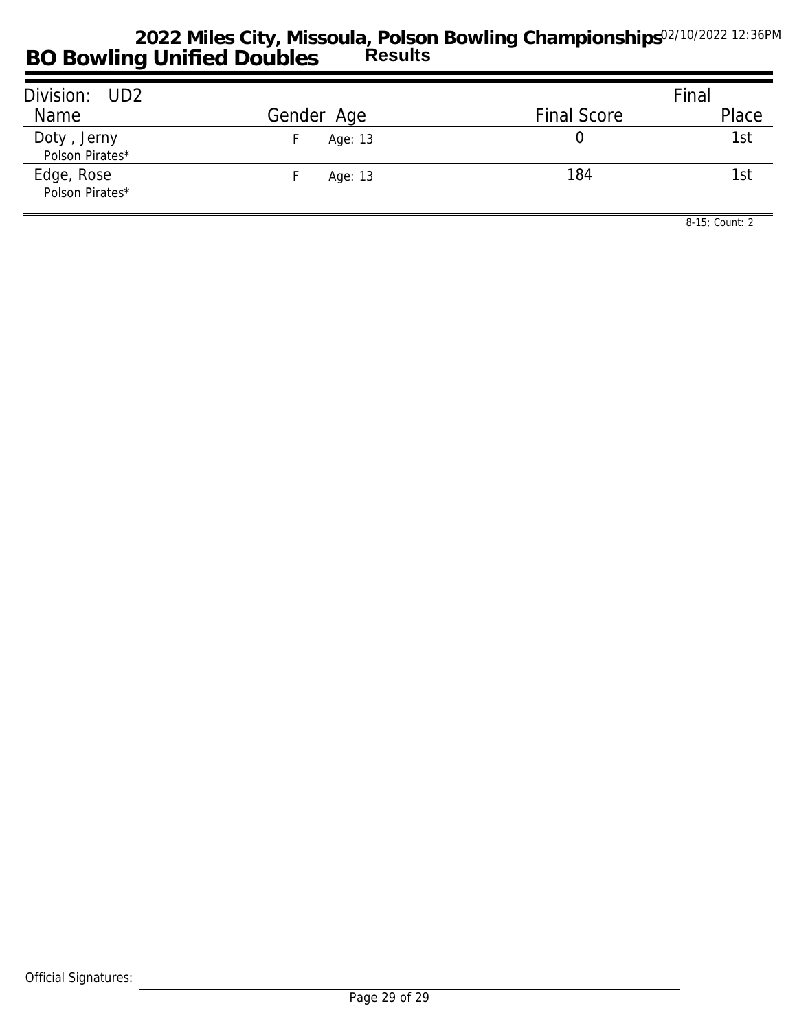# 2022 Miles City, Missoula, Polson Bowling Championships

## BO Bowling Unified Doubles — Results

02/10/2022 12:36PM

| Division: UD2 | | | | Final |
|---|---|---|---|---|
| Name | Gender | Age | Final Score | Place |
| Doty , Jerny<br>Polson Pirates* | F | Age: 13 | 0 | 1st |
| Edge, Rose<br>Polson Pirates* | F | Age: 13 | 184 | 1st |

8-15; Count: 2

Official Signatures: